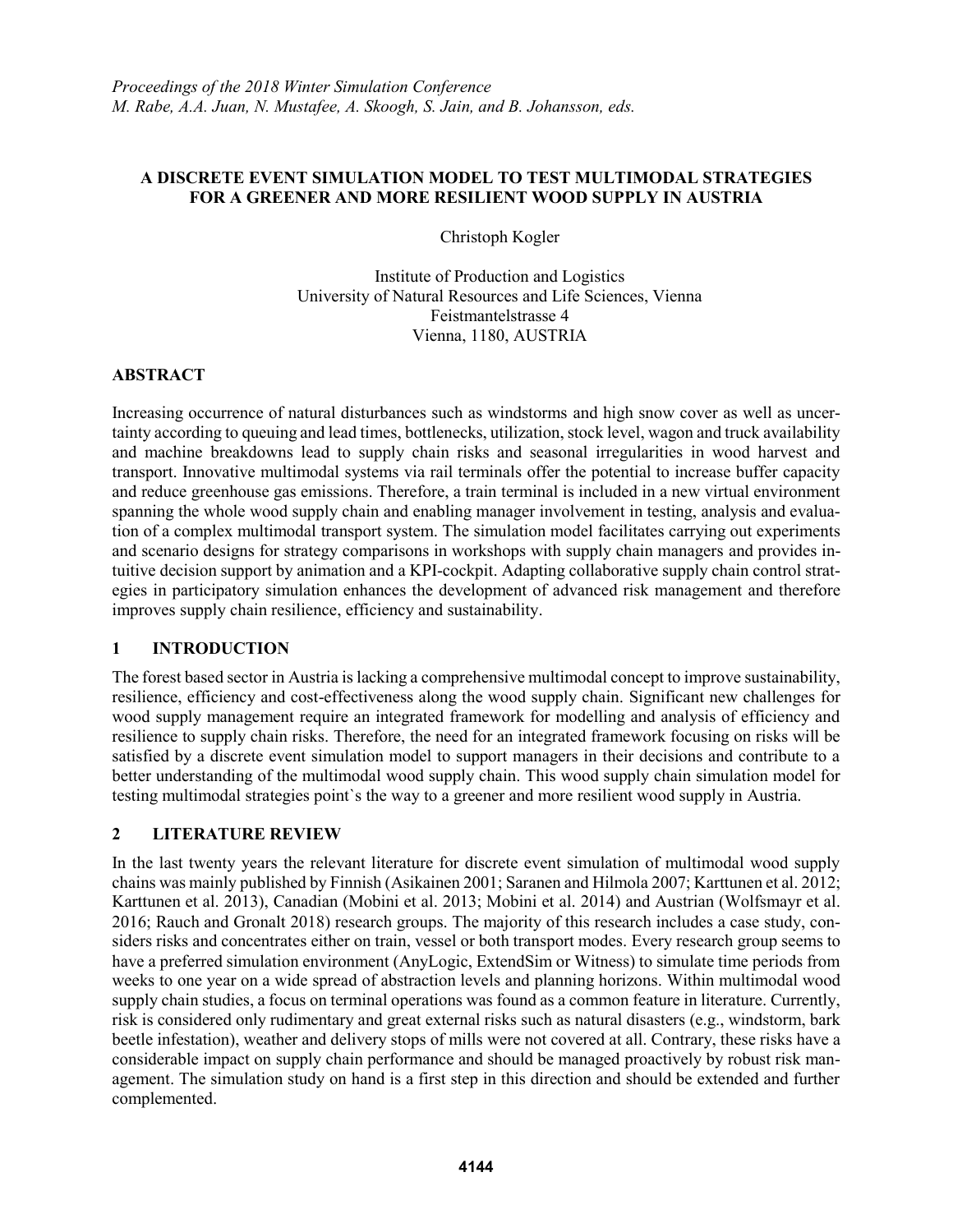*Proceedings of the 2018 Winter Simulation Conference*
*M. Rabe, A.A. Juan, N. Mustafee, A. Skoogh, S. Jain, and B. Johansson, eds.*

# A DISCRETE EVENT SIMULATION MODEL TO TEST MULTIMODAL STRATEGIES FOR A GREENER AND MORE RESILIENT WOOD SUPPLY IN AUSTRIA

Christoph Kogler

Institute of Production and Logistics
University of Natural Resources and Life Sciences, Vienna
Feistmantelstrasse 4
Vienna, 1180, AUSTRIA

## ABSTRACT

Increasing occurrence of natural disturbances such as windstorms and high snow cover as well as uncertainty according to queuing and lead times, bottlenecks, utilization, stock level, wagon and truck availability and machine breakdowns lead to supply chain risks and seasonal irregularities in wood harvest and transport. Innovative multimodal systems via rail terminals offer the potential to increase buffer capacity and reduce greenhouse gas emissions. Therefore, a train terminal is included in a new virtual environment spanning the whole wood supply chain and enabling manager involvement in testing, analysis and evaluation of a complex multimodal transport system. The simulation model facilitates carrying out experiments and scenario designs for strategy comparisons in workshops with supply chain managers and provides intuitive decision support by animation and a KPI-cockpit. Adapting collaborative supply chain control strategies in participatory simulation enhances the development of advanced risk management and therefore improves supply chain resilience, efficiency and sustainability.

## 1 INTRODUCTION

The forest based sector in Austria is lacking a comprehensive multimodal concept to improve sustainability, resilience, efficiency and cost-effectiveness along the wood supply chain. Significant new challenges for wood supply management require an integrated framework for modelling and analysis of efficiency and resilience to supply chain risks. Therefore, the need for an integrated framework focusing on risks will be satisfied by a discrete event simulation model to support managers in their decisions and contribute to a better understanding of the multimodal wood supply chain. This wood supply chain simulation model for testing multimodal strategies point`s the way to a greener and more resilient wood supply in Austria.

## 2 LITERATURE REVIEW

In the last twenty years the relevant literature for discrete event simulation of multimodal wood supply chains was mainly published by Finnish (Asikainen 2001; Saranen and Hilmola 2007; Karttunen et al. 2012; Karttunen et al. 2013), Canadian (Mobini et al. 2013; Mobini et al. 2014) and Austrian (Wolfsmayr et al. 2016; Rauch and Gronalt 2018) research groups. The majority of this research includes a case study, considers risks and concentrates either on train, vessel or both transport modes. Every research group seems to have a preferred simulation environment (AnyLogic, ExtendSim or Witness) to simulate time periods from weeks to one year on a wide spread of abstraction levels and planning horizons. Within multimodal wood supply chain studies, a focus on terminal operations was found as a common feature in literature. Currently, risk is considered only rudimentary and great external risks such as natural disasters (e.g., windstorm, bark beetle infestation), weather and delivery stops of mills were not covered at all. Contrary, these risks have a considerable impact on supply chain performance and should be managed proactively by robust risk management. The simulation study on hand is a first step in this direction and should be extended and further complemented.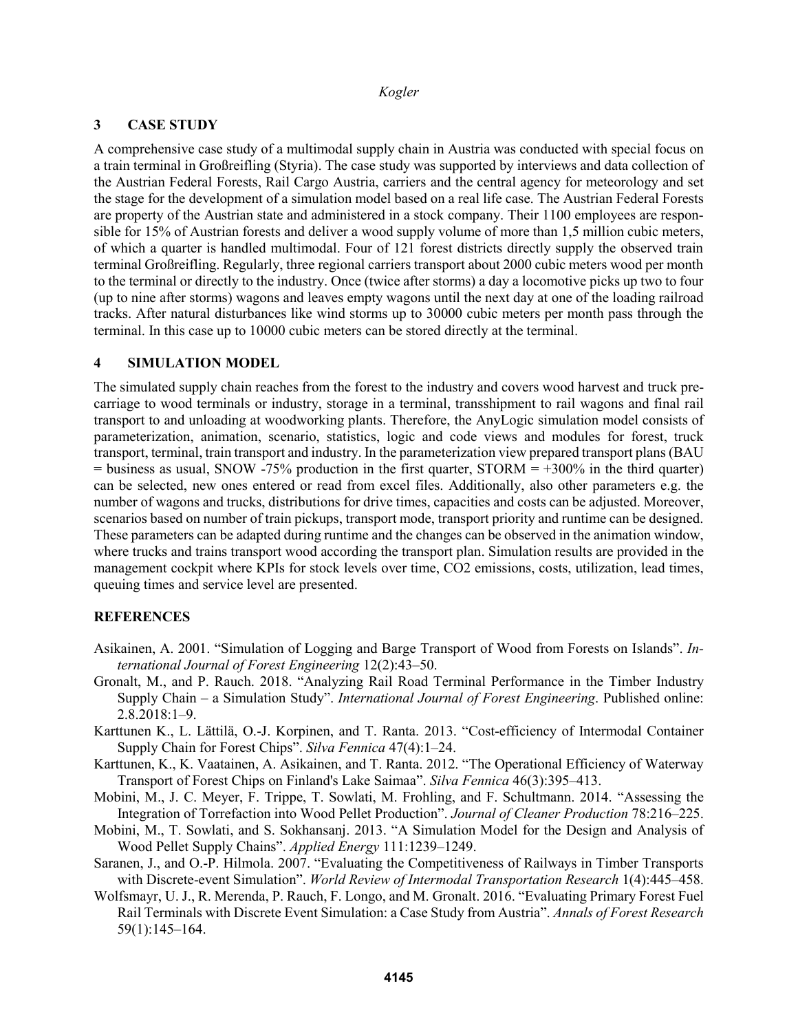## 3 CASE STUDY

A comprehensive case study of a multimodal supply chain in Austria was conducted with special focus on a train terminal in Großreifling (Styria). The case study was supported by interviews and data collection of the Austrian Federal Forests, Rail Cargo Austria, carriers and the central agency for meteorology and set the stage for the development of a simulation model based on a real life case. The Austrian Federal Forests are property of the Austrian state and administered in a stock company. Their 1100 employees are responsible for 15% of Austrian forests and deliver a wood supply volume of more than 1,5 million cubic meters, of which a quarter is handled multimodal. Four of 121 forest districts directly supply the observed train terminal Großreifling. Regularly, three regional carriers transport about 2000 cubic meters wood per month to the terminal or directly to the industry. Once (twice after storms) a day a locomotive picks up two to four (up to nine after storms) wagons and leaves empty wagons until the next day at one of the loading railroad tracks. After natural disturbances like wind storms up to 30000 cubic meters per month pass through the terminal. In this case up to 10000 cubic meters can be stored directly at the terminal.

## 4 SIMULATION MODEL

The simulated supply chain reaches from the forest to the industry and covers wood harvest and truck precarriage to wood terminals or industry, storage in a terminal, transshipment to rail wagons and final rail transport to and unloading at woodworking plants. Therefore, the AnyLogic simulation model consists of parameterization, animation, scenario, statistics, logic and code views and modules for forest, truck transport, terminal, train transport and industry. In the parameterization view prepared transport plans (BAU = business as usual, SNOW -75% production in the first quarter, STORM = +300% in the third quarter) can be selected, new ones entered or read from excel files. Additionally, also other parameters e.g. the number of wagons and trucks, distributions for drive times, capacities and costs can be adjusted. Moreover, scenarios based on number of train pickups, transport mode, transport priority and runtime can be designed. These parameters can be adapted during runtime and the changes can be observed in the animation window, where trucks and trains transport wood according the transport plan. Simulation results are provided in the management cockpit where KPIs for stock levels over time, $CO_2$ emissions, costs, utilization, lead times, queuing times and service level are presented.

## REFERENCES

Asikainen, A. 2001. "Simulation of Logging and Barge Transport of Wood from Forests on Islands". *International Journal of Forest Engineering* 12(2):43–50.

Gronalt, M., and P. Rauch. 2018. "Analyzing Rail Road Terminal Performance in the Timber Industry Supply Chain – a Simulation Study". *International Journal of Forest Engineering*. Published online: 2.8.2018:1–9.

Karttunen K., L. Lättilä, O.-J. Korpinen, and T. Ranta. 2013. "Cost-efficiency of Intermodal Container Supply Chain for Forest Chips". *Silva Fennica* 47(4):1–24.

Karttunen, K., K. Vaatainen, A. Asikainen, and T. Ranta. 2012. "The Operational Efficiency of Waterway Transport of Forest Chips on Finland's Lake Saimaa". *Silva Fennica* 46(3):395–413.

Mobini, M., J. C. Meyer, F. Trippe, T. Sowlati, M. Frohling, and F. Schultmann. 2014. "Assessing the Integration of Torrefaction into Wood Pellet Production". *Journal of Cleaner Production* 78:216–225.

Mobini, M., T. Sowlati, and S. Sokhansanj. 2013. "A Simulation Model for the Design and Analysis of Wood Pellet Supply Chains". *Applied Energy* 111:1239–1249.

Saranen, J., and O.-P. Hilmola. 2007. "Evaluating the Competitiveness of Railways in Timber Transports with Discrete-event Simulation". *World Review of Intermodal Transportation Research* 1(4):445–458.

Wolfsmayr, U. J., R. Merenda, P. Rauch, F. Longo, and M. Gronalt. 2016. "Evaluating Primary Forest Fuel Rail Terminals with Discrete Event Simulation: a Case Study from Austria". *Annals of Forest Research* 59(1):145–164.